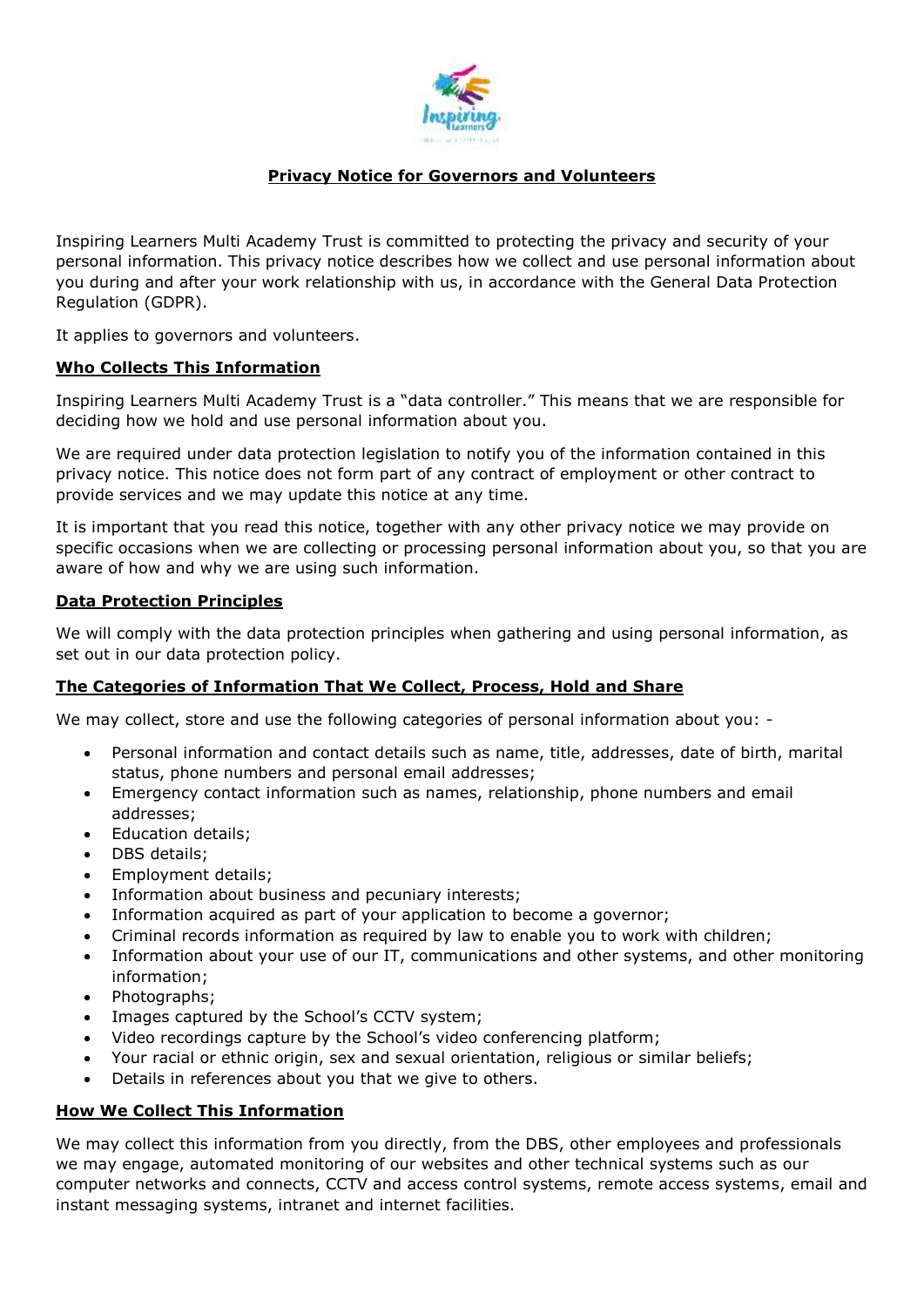# Privacy Notice for Governors and Volunteers

Inspiring Learners Multi Academy Trust is committed to protecting the privacy and security of your personal information. This privacy notice describes how we collect and use personal information about you during and after your work relationship with us, in accordance with the General Data Protection Regulation (GDPR).

It applies to governors and volunteers.

## Who Collects This Information

Inspiring Learners Multi Academy Trust is a "data controller." This means that we are responsible for deciding how we hold and use personal information about you.

We are required under data protection legislation to notify you of the information contained in this privacy notice. This notice does not form part of any contract of employment or other contract to provide services and we may update this notice at any time.

It is important that you read this notice, together with any other privacy notice we may provide on specific occasions when we are collecting or processing personal information about you, so that you are aware of how and why we are using such information.

## Data Protection Principles

We will comply with the data protection principles when gathering and using personal information, as set out in our data protection policy.

## The Categories of Information That We Collect, Process, Hold and Share

We may collect, store and use the following categories of personal information about you: -

- Personal information and contact details such as name, title, addresses, date of birth, marital status, phone numbers and personal email addresses;
- Emergency contact information such as names, relationship, phone numbers and email addresses;
- Education details;
- DBS details;
- Employment details;
- Information about business and pecuniary interests;
- Information acquired as part of your application to become a governor;
- Criminal records information as required by law to enable you to work with children;
- Information about your use of our IT, communications and other systems, and other monitoring information;
- Photographs;
- Images captured by the School's CCTV system;
- Video recordings capture by the School's video conferencing platform;
- Your racial or ethnic origin, sex and sexual orientation, religious or similar beliefs;
- Details in references about you that we give to others.

## How We Collect This Information

We may collect this information from you directly, from the DBS, other employees and professionals we may engage, automated monitoring of our websites and other technical systems such as our computer networks and connects, CCTV and access control systems, remote access systems, email and instant messaging systems, intranet and internet facilities.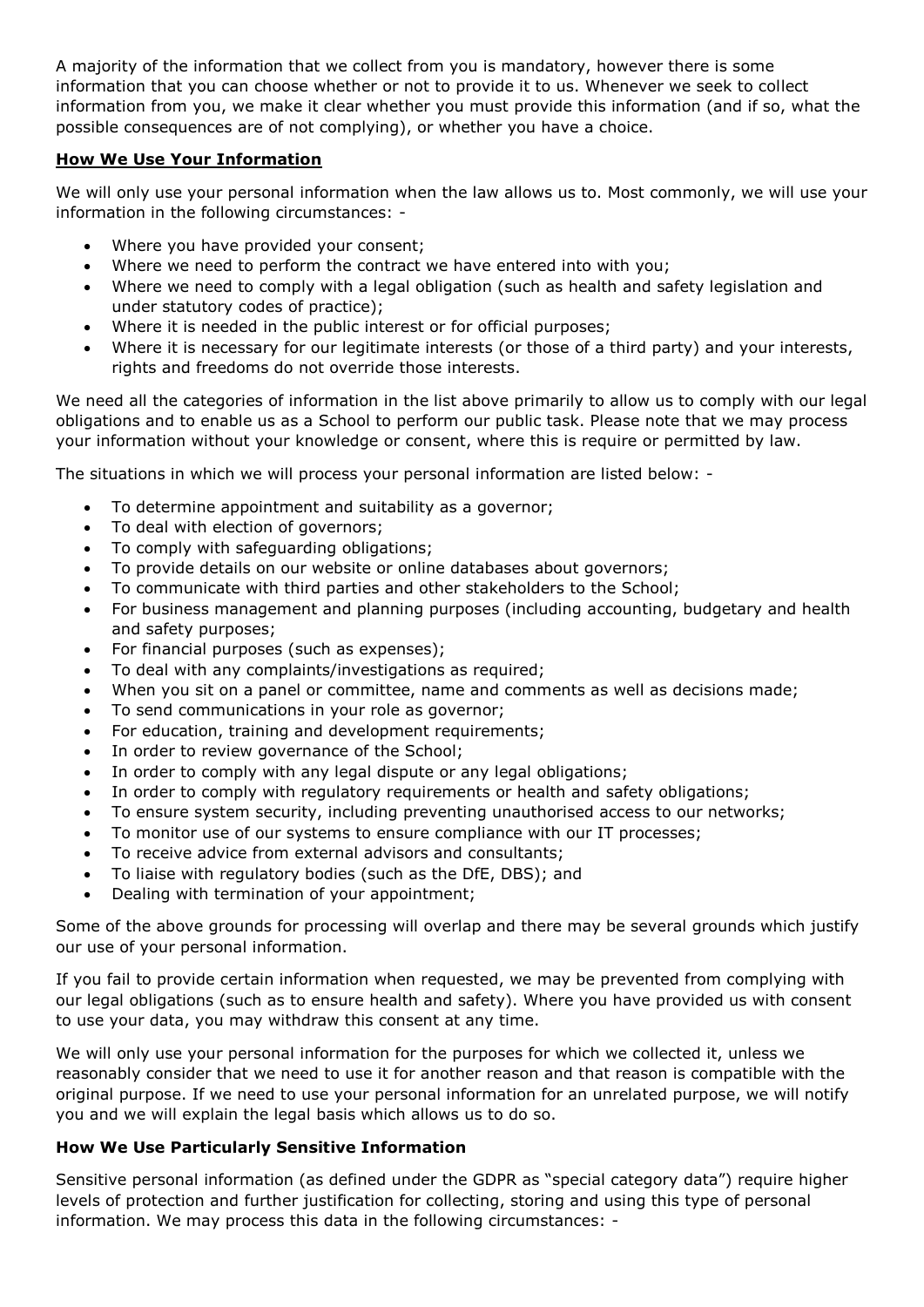A majority of the information that we collect from you is mandatory, however there is some information that you can choose whether or not to provide it to us. Whenever we seek to collect information from you, we make it clear whether you must provide this information (and if so, what the possible consequences are of not complying), or whether you have a choice.

## How We Use Your Information

We will only use your personal information when the law allows us to. Most commonly, we will use your information in the following circumstances: -

- Where you have provided your consent;
- Where we need to perform the contract we have entered into with you;
- Where we need to comply with a legal obligation (such as health and safety legislation and under statutory codes of practice);
- Where it is needed in the public interest or for official purposes;
- Where it is necessary for our legitimate interests (or those of a third party) and your interests, rights and freedoms do not override those interests.

We need all the categories of information in the list above primarily to allow us to comply with our legal obligations and to enable us as a School to perform our public task. Please note that we may process your information without your knowledge or consent, where this is require or permitted by law.

The situations in which we will process your personal information are listed below: -

- To determine appointment and suitability as a governor;
- To deal with election of governors;
- To comply with safeguarding obligations;
- To provide details on our website or online databases about governors;
- To communicate with third parties and other stakeholders to the School;
- For business management and planning purposes (including accounting, budgetary and health and safety purposes;
- For financial purposes (such as expenses);
- To deal with any complaints/investigations as required;
- When you sit on a panel or committee, name and comments as well as decisions made;
- To send communications in your role as governor;
- For education, training and development requirements;
- In order to review governance of the School;
- In order to comply with any legal dispute or any legal obligations;
- In order to comply with regulatory requirements or health and safety obligations;
- To ensure system security, including preventing unauthorised access to our networks;
- To monitor use of our systems to ensure compliance with our IT processes;
- To receive advice from external advisors and consultants;
- To liaise with regulatory bodies (such as the DfE, DBS); and
- Dealing with termination of your appointment;

Some of the above grounds for processing will overlap and there may be several grounds which justify our use of your personal information.

If you fail to provide certain information when requested, we may be prevented from complying with our legal obligations (such as to ensure health and safety). Where you have provided us with consent to use your data, you may withdraw this consent at any time.

We will only use your personal information for the purposes for which we collected it, unless we reasonably consider that we need to use it for another reason and that reason is compatible with the original purpose. If we need to use your personal information for an unrelated purpose, we will notify you and we will explain the legal basis which allows us to do so.

### How We Use Particularly Sensitive Information

Sensitive personal information (as defined under the GDPR as "special category data") require higher levels of protection and further justification for collecting, storing and using this type of personal information. We may process this data in the following circumstances: -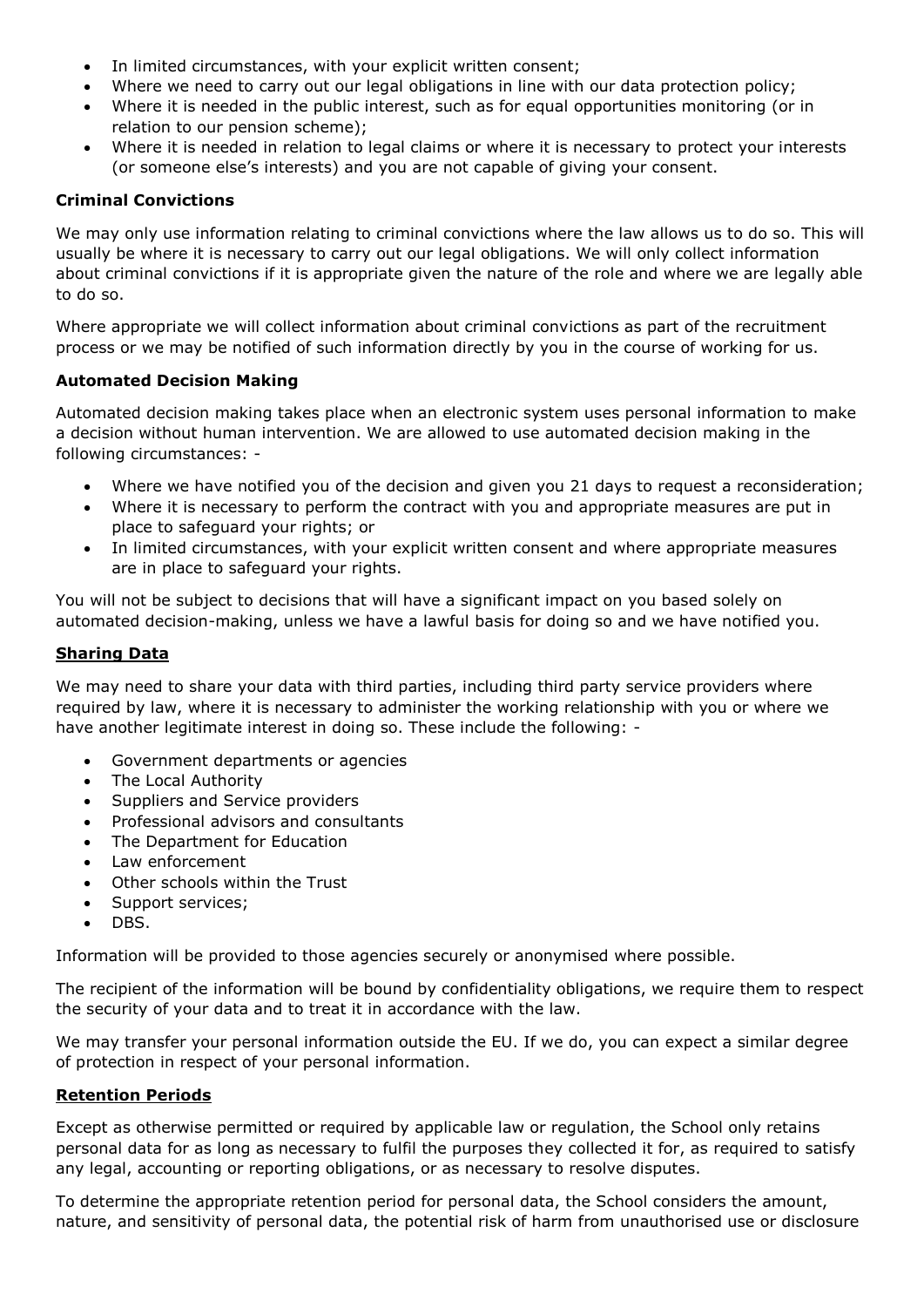- In limited circumstances, with your explicit written consent;
- Where we need to carry out our legal obligations in line with our data protection policy;
- Where it is needed in the public interest, such as for equal opportunities monitoring (or in relation to our pension scheme);
- Where it is needed in relation to legal claims or where it is necessary to protect your interests (or someone else's interests) and you are not capable of giving your consent.

**Criminal Convictions**

We may only use information relating to criminal convictions where the law allows us to do so. This will usually be where it is necessary to carry out our legal obligations. We will only collect information about criminal convictions if it is appropriate given the nature of the role and where we are legally able to do so.

Where appropriate we will collect information about criminal convictions as part of the recruitment process or we may be notified of such information directly by you in the course of working for us.

**Automated Decision Making**

Automated decision making takes place when an electronic system uses personal information to make a decision without human intervention. We are allowed to use automated decision making in the following circumstances: -

- Where we have notified you of the decision and given you 21 days to request a reconsideration;
- Where it is necessary to perform the contract with you and appropriate measures are put in place to safeguard your rights; or
- In limited circumstances, with your explicit written consent and where appropriate measures are in place to safeguard your rights.

You will not be subject to decisions that will have a significant impact on you based solely on automated decision-making, unless we have a lawful basis for doing so and we have notified you.

**Sharing Data**

We may need to share your data with third parties, including third party service providers where required by law, where it is necessary to administer the working relationship with you or where we have another legitimate interest in doing so. These include the following: -

- Government departments or agencies
- The Local Authority
- Suppliers and Service providers
- Professional advisors and consultants
- The Department for Education
- Law enforcement
- Other schools within the Trust
- Support services;
- DBS.

Information will be provided to those agencies securely or anonymised where possible.

The recipient of the information will be bound by confidentiality obligations, we require them to respect the security of your data and to treat it in accordance with the law.

We may transfer your personal information outside the EU. If we do, you can expect a similar degree of protection in respect of your personal information.

**Retention Periods**

Except as otherwise permitted or required by applicable law or regulation, the School only retains personal data for as long as necessary to fulfil the purposes they collected it for, as required to satisfy any legal, accounting or reporting obligations, or as necessary to resolve disputes.

To determine the appropriate retention period for personal data, the School considers the amount, nature, and sensitivity of personal data, the potential risk of harm from unauthorised use or disclosure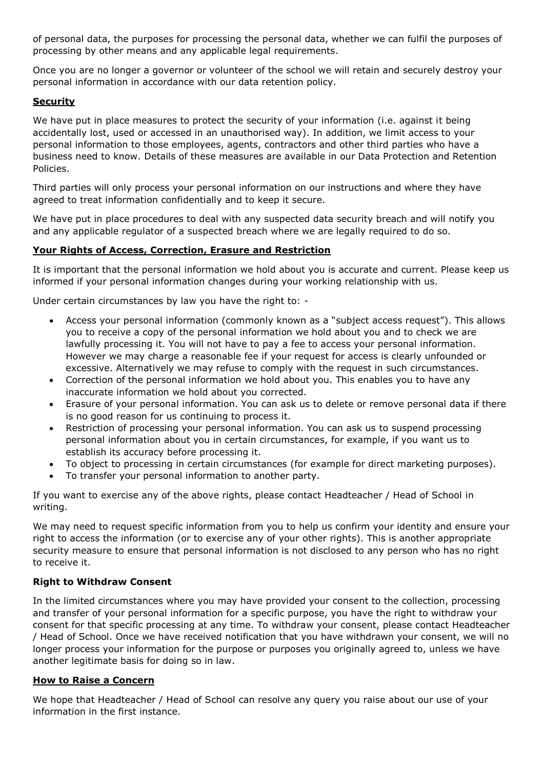of personal data, the purposes for processing the personal data, whether we can fulfil the purposes of processing by other means and any applicable legal requirements.

Once you are no longer a governor or volunteer of the school we will retain and securely destroy your personal information in accordance with our data retention policy.

### Security

We have put in place measures to protect the security of your information (i.e. against it being accidentally lost, used or accessed in an unauthorised way). In addition, we limit access to your personal information to those employees, agents, contractors and other third parties who have a business need to know. Details of these measures are available in our Data Protection and Retention Policies.

Third parties will only process your personal information on our instructions and where they have agreed to treat information confidentially and to keep it secure.

We have put in place procedures to deal with any suspected data security breach and will notify you and any applicable regulator of a suspected breach where we are legally required to do so.

### Your Rights of Access, Correction, Erasure and Restriction

It is important that the personal information we hold about you is accurate and current. Please keep us informed if your personal information changes during your working relationship with us.

Under certain circumstances by law you have the right to: -

- Access your personal information (commonly known as a "subject access request"). This allows you to receive a copy of the personal information we hold about you and to check we are lawfully processing it. You will not have to pay a fee to access your personal information. However we may charge a reasonable fee if your request for access is clearly unfounded or excessive. Alternatively we may refuse to comply with the request in such circumstances.
- Correction of the personal information we hold about you. This enables you to have any inaccurate information we hold about you corrected.
- Erasure of your personal information. You can ask us to delete or remove personal data if there is no good reason for us continuing to process it.
- Restriction of processing your personal information. You can ask us to suspend processing personal information about you in certain circumstances, for example, if you want us to establish its accuracy before processing it.
- To object to processing in certain circumstances (for example for direct marketing purposes).
- To transfer your personal information to another party.

If you want to exercise any of the above rights, please contact Headteacher / Head of School in writing.

We may need to request specific information from you to help us confirm your identity and ensure your right to access the information (or to exercise any of your other rights). This is another appropriate security measure to ensure that personal information is not disclosed to any person who has no right to receive it.

### Right to Withdraw Consent

In the limited circumstances where you may have provided your consent to the collection, processing and transfer of your personal information for a specific purpose, you have the right to withdraw your consent for that specific processing at any time. To withdraw your consent, please contact Headteacher / Head of School. Once we have received notification that you have withdrawn your consent, we will no longer process your information for the purpose or purposes you originally agreed to, unless we have another legitimate basis for doing so in law.

### How to Raise a Concern

We hope that Headteacher / Head of School can resolve any query you raise about our use of your information in the first instance.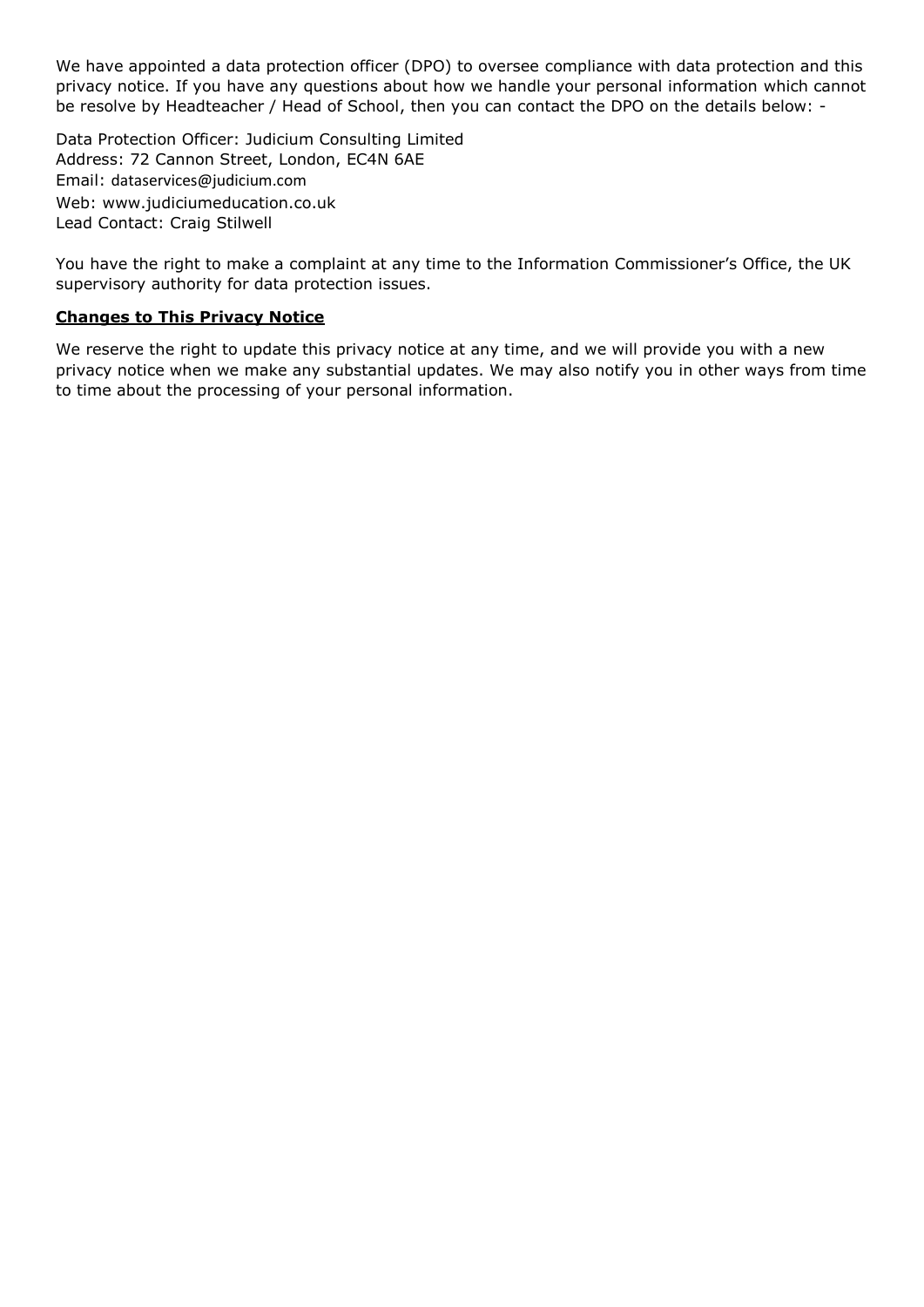We have appointed a data protection officer (DPO) to oversee compliance with data protection and this privacy notice. If you have any questions about how we handle your personal information which cannot be resolve by Headteacher / Head of School, then you can contact the DPO on the details below: -

Data Protection Officer: Judicium Consulting Limited
Address: 72 Cannon Street, London, EC4N 6AE
Email: dataservices@judicium.com
Web: www.judiciumeducation.co.uk
Lead Contact: Craig Stilwell

You have the right to make a complaint at any time to the Information Commissioner's Office, the UK supervisory authority for data protection issues.

**Changes to This Privacy Notice**

We reserve the right to update this privacy notice at any time, and we will provide you with a new privacy notice when we make any substantial updates. We may also notify you in other ways from time to time about the processing of your personal information.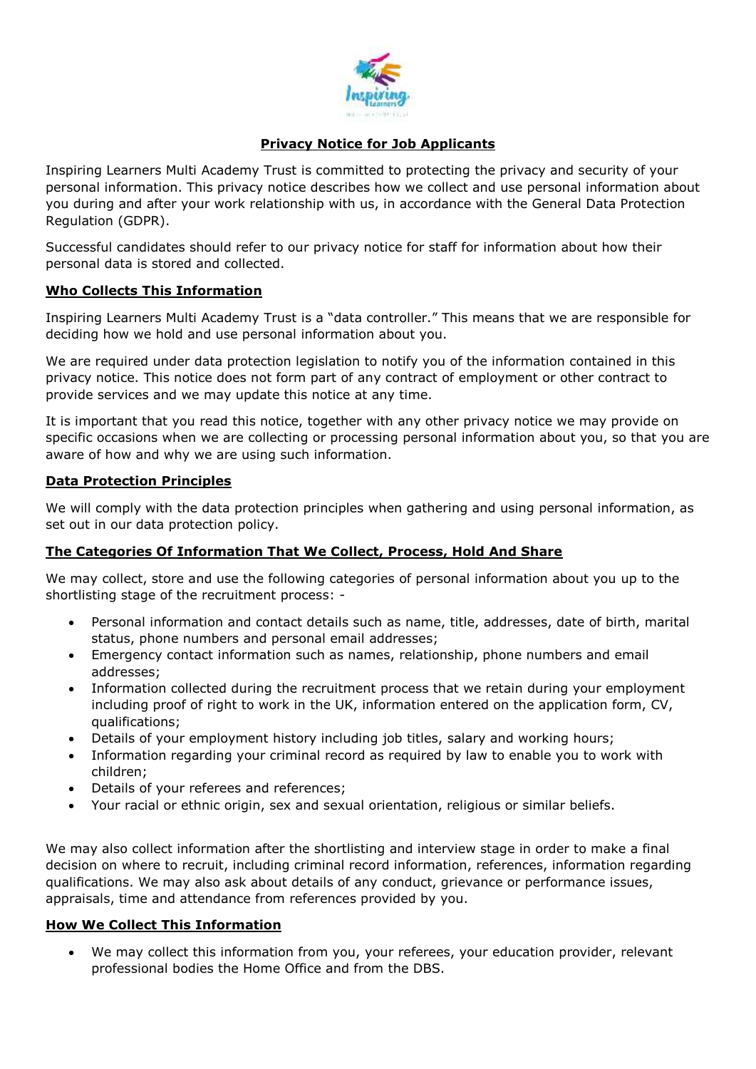## Privacy Notice for Job Applicants

Inspiring Learners Multi Academy Trust is committed to protecting the privacy and security of your personal information. This privacy notice describes how we collect and use personal information about you during and after your work relationship with us, in accordance with the General Data Protection Regulation (GDPR).

Successful candidates should refer to our privacy notice for staff for information about how their personal data is stored and collected.

### Who Collects This Information

Inspiring Learners Multi Academy Trust is a "data controller." This means that we are responsible for deciding how we hold and use personal information about you.

We are required under data protection legislation to notify you of the information contained in this privacy notice. This notice does not form part of any contract of employment or other contract to provide services and we may update this notice at any time.

It is important that you read this notice, together with any other privacy notice we may provide on specific occasions when we are collecting or processing personal information about you, so that you are aware of how and why we are using such information.

### Data Protection Principles

We will comply with the data protection principles when gathering and using personal information, as set out in our data protection policy.

### The Categories Of Information That We Collect, Process, Hold And Share

We may collect, store and use the following categories of personal information about you up to the shortlisting stage of the recruitment process: -

- Personal information and contact details such as name, title, addresses, date of birth, marital status, phone numbers and personal email addresses;
- Emergency contact information such as names, relationship, phone numbers and email addresses;
- Information collected during the recruitment process that we retain during your employment including proof of right to work in the UK, information entered on the application form, CV, qualifications;
- Details of your employment history including job titles, salary and working hours;
- Information regarding your criminal record as required by law to enable you to work with children;
- Details of your referees and references;
- Your racial or ethnic origin, sex and sexual orientation, religious or similar beliefs.

We may also collect information after the shortlisting and interview stage in order to make a final decision on where to recruit, including criminal record information, references, information regarding qualifications. We may also ask about details of any conduct, grievance or performance issues, appraisals, time and attendance from references provided by you.

### How We Collect This Information

- We may collect this information from you, your referees, your education provider, relevant professional bodies the Home Office and from the DBS.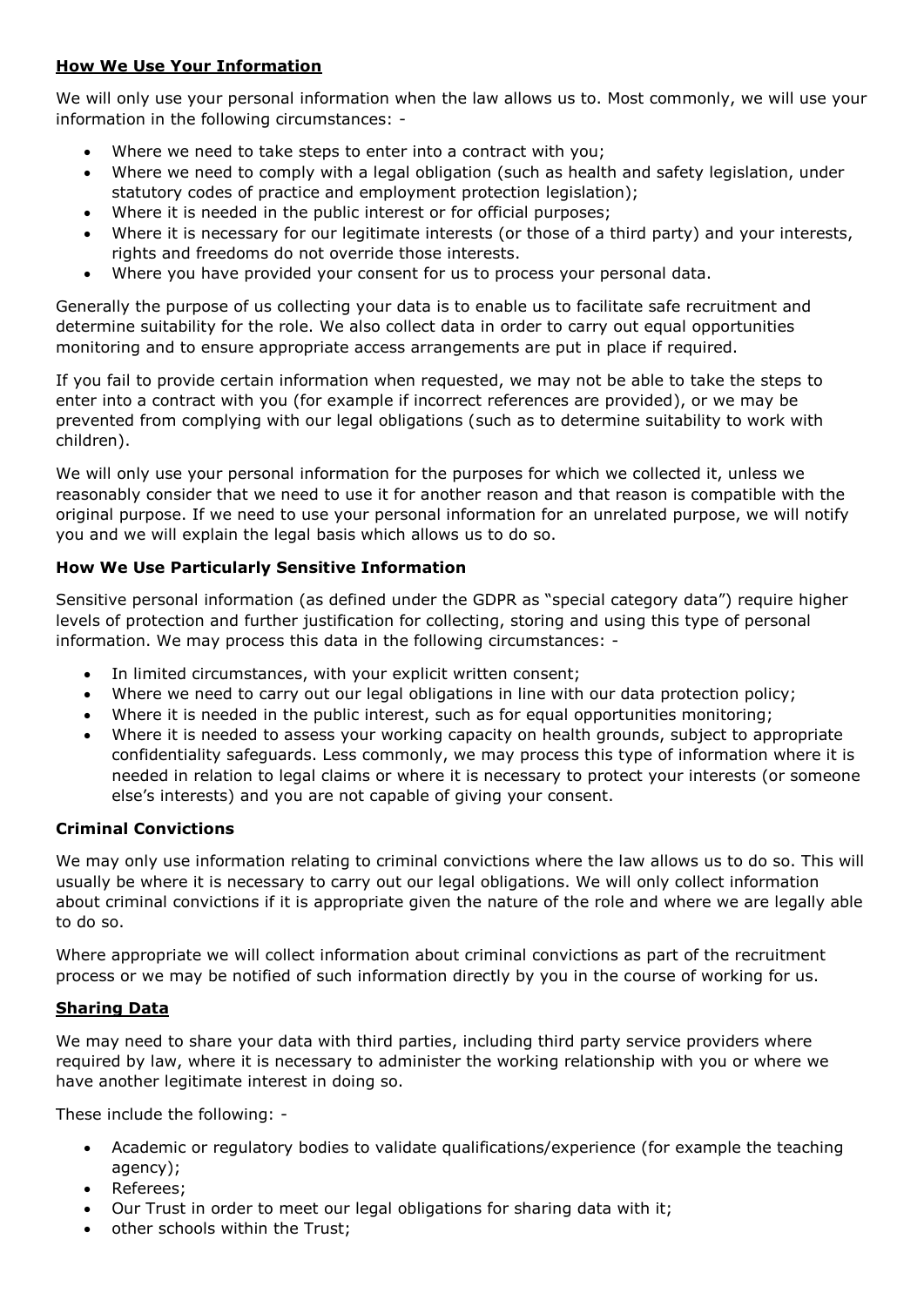## **How We Use Your Information**

We will only use your personal information when the law allows us to. Most commonly, we will use your information in the following circumstances: -

- Where we need to take steps to enter into a contract with you;
- Where we need to comply with a legal obligation (such as health and safety legislation, under statutory codes of practice and employment protection legislation);
- Where it is needed in the public interest or for official purposes;
- Where it is necessary for our legitimate interests (or those of a third party) and your interests, rights and freedoms do not override those interests.
- Where you have provided your consent for us to process your personal data.

Generally the purpose of us collecting your data is to enable us to facilitate safe recruitment and determine suitability for the role. We also collect data in order to carry out equal opportunities monitoring and to ensure appropriate access arrangements are put in place if required.

If you fail to provide certain information when requested, we may not be able to take the steps to enter into a contract with you (for example if incorrect references are provided), or we may be prevented from complying with our legal obligations (such as to determine suitability to work with children).

We will only use your personal information for the purposes for which we collected it, unless we reasonably consider that we need to use it for another reason and that reason is compatible with the original purpose. If we need to use your personal information for an unrelated purpose, we will notify you and we will explain the legal basis which allows us to do so.

### **How We Use Particularly Sensitive Information**

Sensitive personal information (as defined under the GDPR as "special category data") require higher levels of protection and further justification for collecting, storing and using this type of personal information. We may process this data in the following circumstances: -

- In limited circumstances, with your explicit written consent;
- Where we need to carry out our legal obligations in line with our data protection policy;
- Where it is needed in the public interest, such as for equal opportunities monitoring;
- Where it is needed to assess your working capacity on health grounds, subject to appropriate confidentiality safeguards. Less commonly, we may process this type of information where it is needed in relation to legal claims or where it is necessary to protect your interests (or someone else's interests) and you are not capable of giving your consent.

### **Criminal Convictions**

We may only use information relating to criminal convictions where the law allows us to do so. This will usually be where it is necessary to carry out our legal obligations. We will only collect information about criminal convictions if it is appropriate given the nature of the role and where we are legally able to do so.

Where appropriate we will collect information about criminal convictions as part of the recruitment process or we may be notified of such information directly by you in the course of working for us.

## **Sharing Data**

We may need to share your data with third parties, including third party service providers where required by law, where it is necessary to administer the working relationship with you or where we have another legitimate interest in doing so.

These include the following: -

- Academic or regulatory bodies to validate qualifications/experience (for example the teaching agency);
- Referees;
- Our Trust in order to meet our legal obligations for sharing data with it;
- other schools within the Trust;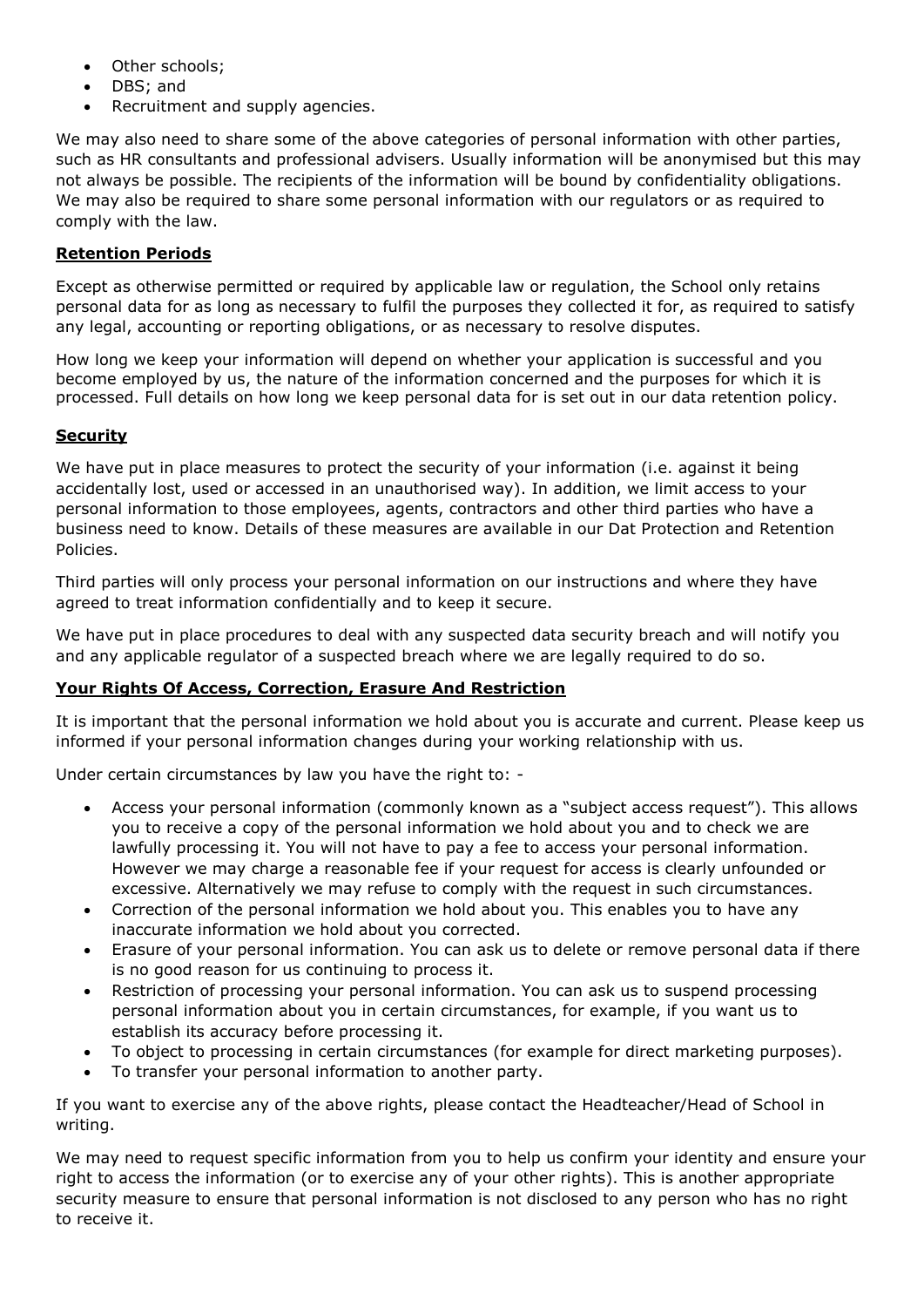- Other schools;
- DBS; and
- Recruitment and supply agencies.

We may also need to share some of the above categories of personal information with other parties, such as HR consultants and professional advisers. Usually information will be anonymised but this may not always be possible. The recipients of the information will be bound by confidentiality obligations. We may also be required to share some personal information with our regulators or as required to comply with the law.

**Retention Periods**

Except as otherwise permitted or required by applicable law or regulation, the School only retains personal data for as long as necessary to fulfil the purposes they collected it for, as required to satisfy any legal, accounting or reporting obligations, or as necessary to resolve disputes.

How long we keep your information will depend on whether your application is successful and you become employed by us, the nature of the information concerned and the purposes for which it is processed. Full details on how long we keep personal data for is set out in our data retention policy.

**Security**

We have put in place measures to protect the security of your information (i.e. against it being accidentally lost, used or accessed in an unauthorised way). In addition, we limit access to your personal information to those employees, agents, contractors and other third parties who have a business need to know. Details of these measures are available in our Dat Protection and Retention Policies.

Third parties will only process your personal information on our instructions and where they have agreed to treat information confidentially and to keep it secure.

We have put in place procedures to deal with any suspected data security breach and will notify you and any applicable regulator of a suspected breach where we are legally required to do so.

**Your Rights Of Access, Correction, Erasure And Restriction**

It is important that the personal information we hold about you is accurate and current. Please keep us informed if your personal information changes during your working relationship with us.

Under certain circumstances by law you have the right to: -

- Access your personal information (commonly known as a "subject access request"). This allows you to receive a copy of the personal information we hold about you and to check we are lawfully processing it. You will not have to pay a fee to access your personal information. However we may charge a reasonable fee if your request for access is clearly unfounded or excessive. Alternatively we may refuse to comply with the request in such circumstances.
- Correction of the personal information we hold about you. This enables you to have any inaccurate information we hold about you corrected.
- Erasure of your personal information. You can ask us to delete or remove personal data if there is no good reason for us continuing to process it.
- Restriction of processing your personal information. You can ask us to suspend processing personal information about you in certain circumstances, for example, if you want us to establish its accuracy before processing it.
- To object to processing in certain circumstances (for example for direct marketing purposes).
- To transfer your personal information to another party.

If you want to exercise any of the above rights, please contact the Headteacher/Head of School in writing.

We may need to request specific information from you to help us confirm your identity and ensure your right to access the information (or to exercise any of your other rights). This is another appropriate security measure to ensure that personal information is not disclosed to any person who has no right to receive it.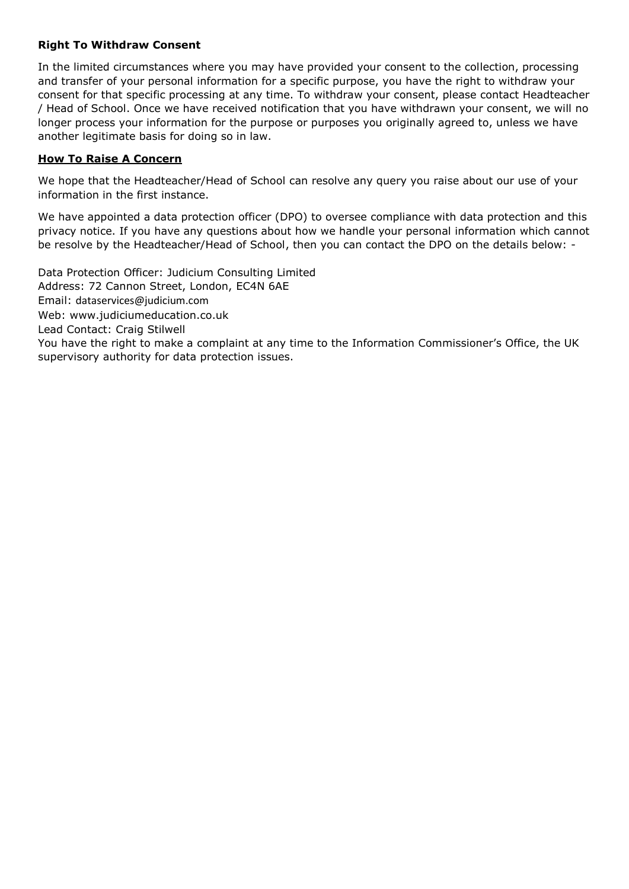**Right To Withdraw Consent**

In the limited circumstances where you may have provided your consent to the collection, processing and transfer of your personal information for a specific purpose, you have the right to withdraw your consent for that specific processing at any time. To withdraw your consent, please contact Headteacher / Head of School. Once we have received notification that you have withdrawn your consent, we will no longer process your information for the purpose or purposes you originally agreed to, unless we have another legitimate basis for doing so in law.

**How To Raise A Concern**

We hope that the Headteacher/Head of School can resolve any query you raise about our use of your information in the first instance.

We have appointed a data protection officer (DPO) to oversee compliance with data protection and this privacy notice. If you have any questions about how we handle your personal information which cannot be resolve by the Headteacher/Head of School, then you can contact the DPO on the details below: -

Data Protection Officer: Judicium Consulting Limited
Address: 72 Cannon Street, London, EC4N 6AE
Email: dataservices@judicium.com
Web: www.judiciumeducation.co.uk
Lead Contact: Craig Stilwell
You have the right to make a complaint at any time to the Information Commissioner's Office, the UK supervisory authority for data protection issues.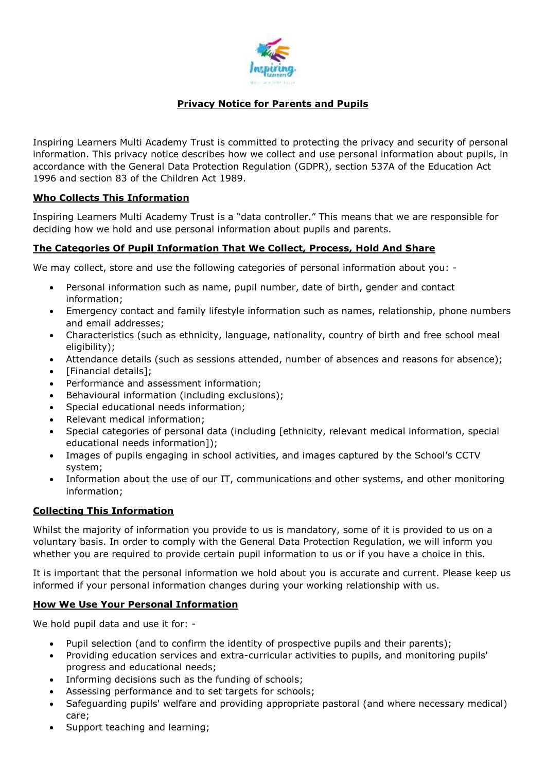## Privacy Notice for Parents and Pupils

Inspiring Learners Multi Academy Trust is committed to protecting the privacy and security of personal information. This privacy notice describes how we collect and use personal information about pupils, in accordance with the General Data Protection Regulation (GDPR), section 537A of the Education Act 1996 and section 83 of the Children Act 1989.

### Who Collects This Information

Inspiring Learners Multi Academy Trust is a "data controller." This means that we are responsible for deciding how we hold and use personal information about pupils and parents.

### The Categories Of Pupil Information That We Collect, Process, Hold And Share

We may collect, store and use the following categories of personal information about you: -

- Personal information such as name, pupil number, date of birth, gender and contact information;
- Emergency contact and family lifestyle information such as names, relationship, phone numbers and email addresses;
- Characteristics (such as ethnicity, language, nationality, country of birth and free school meal eligibility);
- Attendance details (such as sessions attended, number of absences and reasons for absence);
- [Financial details];
- Performance and assessment information;
- Behavioural information (including exclusions);
- Special educational needs information;
- Relevant medical information;
- Special categories of personal data (including [ethnicity, relevant medical information, special educational needs information]);
- Images of pupils engaging in school activities, and images captured by the School's CCTV system;
- Information about the use of our IT, communications and other systems, and other monitoring information;

### Collecting This Information

Whilst the majority of information you provide to us is mandatory, some of it is provided to us on a voluntary basis. In order to comply with the General Data Protection Regulation, we will inform you whether you are required to provide certain pupil information to us or if you have a choice in this.

It is important that the personal information we hold about you is accurate and current. Please keep us informed if your personal information changes during your working relationship with us.

### How We Use Your Personal Information

We hold pupil data and use it for: -

- Pupil selection (and to confirm the identity of prospective pupils and their parents);
- Providing education services and extra-curricular activities to pupils, and monitoring pupils' progress and educational needs;
- Informing decisions such as the funding of schools;
- Assessing performance and to set targets for schools;
- Safeguarding pupils' welfare and providing appropriate pastoral (and where necessary medical) care;
- Support teaching and learning;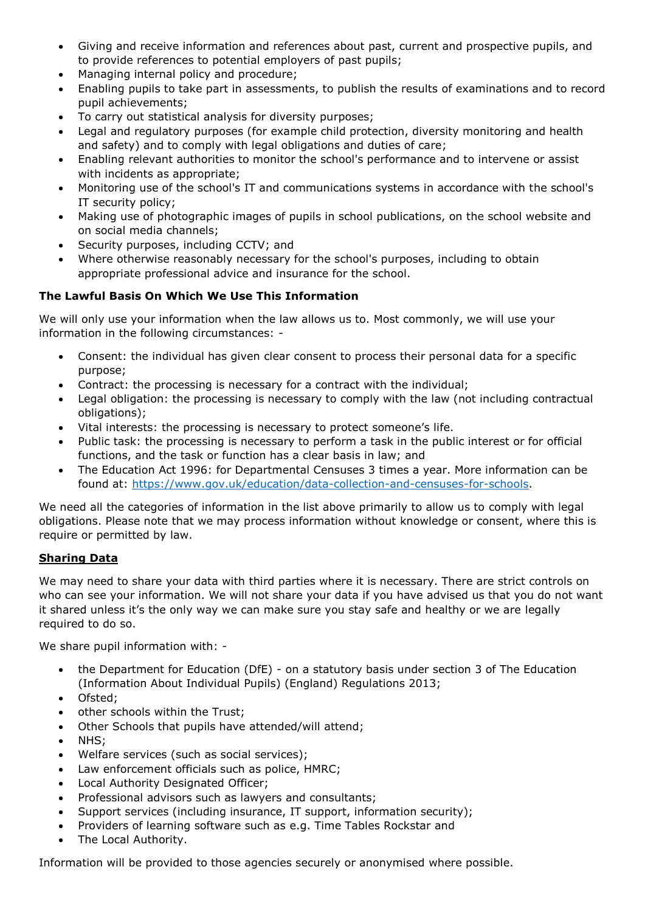- Giving and receive information and references about past, current and prospective pupils, and to provide references to potential employers of past pupils;
- Managing internal policy and procedure;
- Enabling pupils to take part in assessments, to publish the results of examinations and to record pupil achievements;
- To carry out statistical analysis for diversity purposes;
- Legal and regulatory purposes (for example child protection, diversity monitoring and health and safety) and to comply with legal obligations and duties of care;
- Enabling relevant authorities to monitor the school's performance and to intervene or assist with incidents as appropriate;
- Monitoring use of the school's IT and communications systems in accordance with the school's IT security policy;
- Making use of photographic images of pupils in school publications, on the school website and on social media channels;
- Security purposes, including CCTV; and
- Where otherwise reasonably necessary for the school's purposes, including to obtain appropriate professional advice and insurance for the school.

**The Lawful Basis On Which We Use This Information**

We will only use your information when the law allows us to. Most commonly, we will use your information in the following circumstances: -

- Consent: the individual has given clear consent to process their personal data for a specific purpose;
- Contract: the processing is necessary for a contract with the individual;
- Legal obligation: the processing is necessary to comply with the law (not including contractual obligations);
- Vital interests: the processing is necessary to protect someone's life.
- Public task: the processing is necessary to perform a task in the public interest or for official functions, and the task or function has a clear basis in law; and
- The Education Act 1996: for Departmental Censuses 3 times a year. More information can be found at: https://www.gov.uk/education/data-collection-and-censuses-for-schools.

We need all the categories of information in the list above primarily to allow us to comply with legal obligations. Please note that we may process information without knowledge or consent, where this is require or permitted by law.

**Sharing Data**

We may need to share your data with third parties where it is necessary. There are strict controls on who can see your information. We will not share your data if you have advised us that you do not want it shared unless it's the only way we can make sure you stay safe and healthy or we are legally required to do so.

We share pupil information with: -

- the Department for Education (DfE) - on a statutory basis under section 3 of The Education (Information About Individual Pupils) (England) Regulations 2013;
- Ofsted;
- other schools within the Trust;
- Other Schools that pupils have attended/will attend;
- NHS;
- Welfare services (such as social services);
- Law enforcement officials such as police, HMRC;
- Local Authority Designated Officer;
- Professional advisors such as lawyers and consultants;
- Support services (including insurance, IT support, information security);
- Providers of learning software such as e.g. Time Tables Rockstar and
- The Local Authority.

Information will be provided to those agencies securely or anonymised where possible.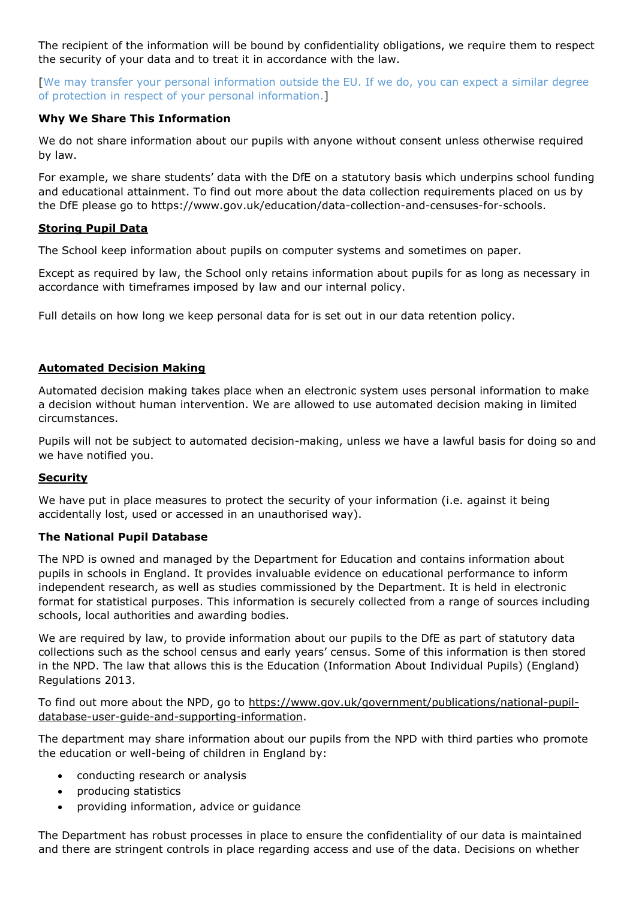The recipient of the information will be bound by confidentiality obligations, we require them to respect the security of your data and to treat it in accordance with the law.

[We may transfer your personal information outside the EU. If we do, you can expect a similar degree of protection in respect of your personal information.]

**Why We Share This Information**

We do not share information about our pupils with anyone without consent unless otherwise required by law.

For example, we share students' data with the DfE on a statutory basis which underpins school funding and educational attainment. To find out more about the data collection requirements placed on us by the DfE please go to https://www.gov.uk/education/data-collection-and-censuses-for-schools.

**Storing Pupil Data**

The School keep information about pupils on computer systems and sometimes on paper.

Except as required by law, the School only retains information about pupils for as long as necessary in accordance with timeframes imposed by law and our internal policy.

Full details on how long we keep personal data for is set out in our data retention policy.

**Automated Decision Making**

Automated decision making takes place when an electronic system uses personal information to make a decision without human intervention. We are allowed to use automated decision making in limited circumstances.

Pupils will not be subject to automated decision-making, unless we have a lawful basis for doing so and we have notified you.

**Security**

We have put in place measures to protect the security of your information (i.e. against it being accidentally lost, used or accessed in an unauthorised way).

**The National Pupil Database**

The NPD is owned and managed by the Department for Education and contains information about pupils in schools in England. It provides invaluable evidence on educational performance to inform independent research, as well as studies commissioned by the Department. It is held in electronic format for statistical purposes. This information is securely collected from a range of sources including schools, local authorities and awarding bodies.

We are required by law, to provide information about our pupils to the DfE as part of statutory data collections such as the school census and early years' census. Some of this information is then stored in the NPD. The law that allows this is the Education (Information About Individual Pupils) (England) Regulations 2013.

To find out more about the NPD, go to https://www.gov.uk/government/publications/national-pupil-database-user-guide-and-supporting-information.

The department may share information about our pupils from the NPD with third parties who promote the education or well-being of children in England by:

- conducting research or analysis
- producing statistics
- providing information, advice or guidance

The Department has robust processes in place to ensure the confidentiality of our data is maintained and there are stringent controls in place regarding access and use of the data. Decisions on whether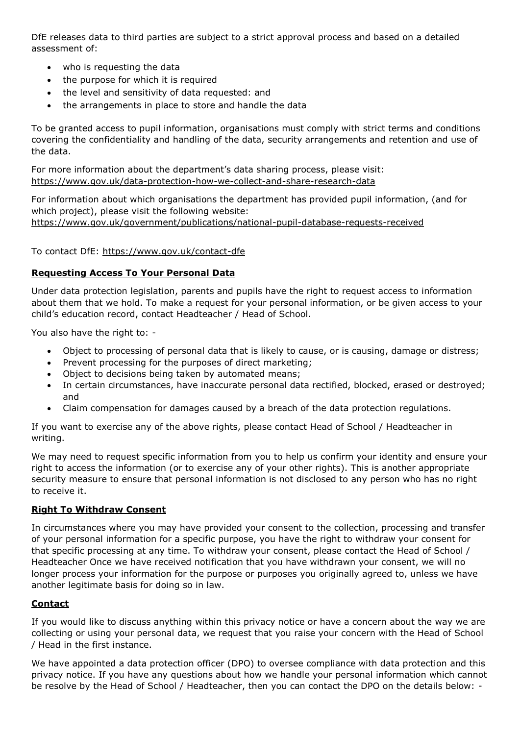DfE releases data to third parties are subject to a strict approval process and based on a detailed assessment of:

- who is requesting the data
- the purpose for which it is required
- the level and sensitivity of data requested: and
- the arrangements in place to store and handle the data

To be granted access to pupil information, organisations must comply with strict terms and conditions covering the confidentiality and handling of the data, security arrangements and retention and use of the data.

For more information about the department's data sharing process, please visit: https://www.gov.uk/data-protection-how-we-collect-and-share-research-data

For information about which organisations the department has provided pupil information, (and for which project), please visit the following website: https://www.gov.uk/government/publications/national-pupil-database-requests-received

To contact DfE: https://www.gov.uk/contact-dfe

**Requesting Access To Your Personal Data**

Under data protection legislation, parents and pupils have the right to request access to information about them that we hold. To make a request for your personal information, or be given access to your child's education record, contact Headteacher / Head of School.

You also have the right to: -

- Object to processing of personal data that is likely to cause, or is causing, damage or distress;
- Prevent processing for the purposes of direct marketing;
- Object to decisions being taken by automated means;
- In certain circumstances, have inaccurate personal data rectified, blocked, erased or destroyed; and
- Claim compensation for damages caused by a breach of the data protection regulations.

If you want to exercise any of the above rights, please contact Head of School / Headteacher in writing.

We may need to request specific information from you to help us confirm your identity and ensure your right to access the information (or to exercise any of your other rights). This is another appropriate security measure to ensure that personal information is not disclosed to any person who has no right to receive it.

**Right To Withdraw Consent**

In circumstances where you may have provided your consent to the collection, processing and transfer of your personal information for a specific purpose, you have the right to withdraw your consent for that specific processing at any time. To withdraw your consent, please contact the Head of School / Headteacher Once we have received notification that you have withdrawn your consent, we will no longer process your information for the purpose or purposes you originally agreed to, unless we have another legitimate basis for doing so in law.

**Contact**

If you would like to discuss anything within this privacy notice or have a concern about the way we are collecting or using your personal data, we request that you raise your concern with the Head of School / Head in the first instance.

We have appointed a data protection officer (DPO) to oversee compliance with data protection and this privacy notice. If you have any questions about how we handle your personal information which cannot be resolve by the Head of School / Headteacher, then you can contact the DPO on the details below: -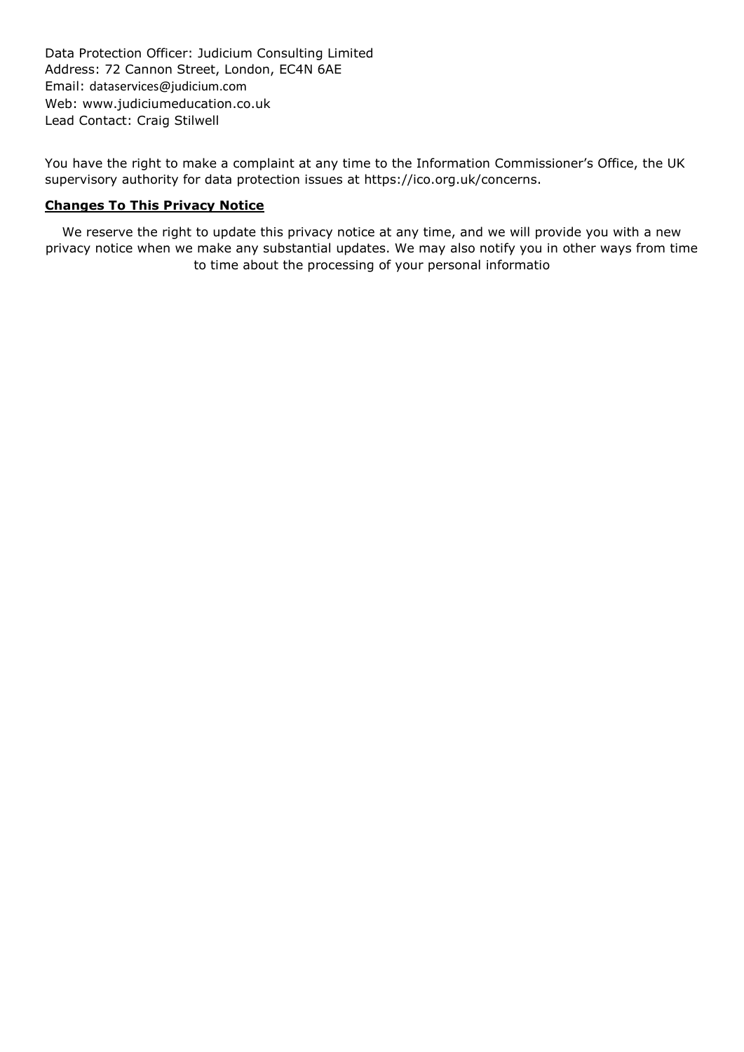Data Protection Officer: Judicium Consulting Limited
Address: 72 Cannon Street, London, EC4N 6AE
Email: dataservices@judicium.com
Web: www.judiciumeducation.co.uk
Lead Contact: Craig Stilwell

You have the right to make a complaint at any time to the Information Commissioner's Office, the UK supervisory authority for data protection issues at https://ico.org.uk/concerns.

**Changes To This Privacy Notice**

We reserve the right to update this privacy notice at any time, and we will provide you with a new privacy notice when we make any substantial updates. We may also notify you in other ways from time to time about the processing of your personal informatio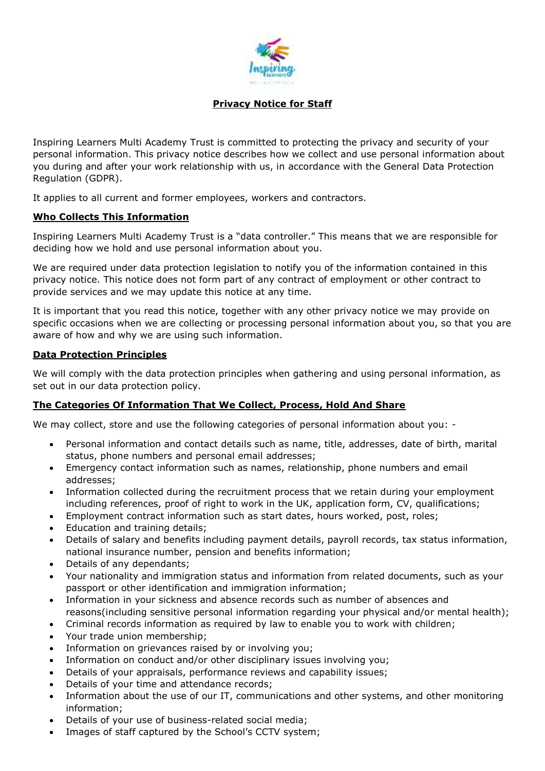**Privacy Notice for Staff**

Inspiring Learners Multi Academy Trust is committed to protecting the privacy and security of your personal information. This privacy notice describes how we collect and use personal information about you during and after your work relationship with us, in accordance with the General Data Protection Regulation (GDPR).

It applies to all current and former employees, workers and contractors.

**Who Collects This Information**

Inspiring Learners Multi Academy Trust is a "data controller." This means that we are responsible for deciding how we hold and use personal information about you.

We are required under data protection legislation to notify you of the information contained in this privacy notice. This notice does not form part of any contract of employment or other contract to provide services and we may update this notice at any time.

It is important that you read this notice, together with any other privacy notice we may provide on specific occasions when we are collecting or processing personal information about you, so that you are aware of how and why we are using such information.

**Data Protection Principles**

We will comply with the data protection principles when gathering and using personal information, as set out in our data protection policy.

**The Categories Of Information That We Collect, Process, Hold And Share**

We may collect, store and use the following categories of personal information about you: -

- Personal information and contact details such as name, title, addresses, date of birth, marital status, phone numbers and personal email addresses;
- Emergency contact information such as names, relationship, phone numbers and email addresses;
- Information collected during the recruitment process that we retain during your employment including references, proof of right to work in the UK, application form, CV, qualifications;
- Employment contract information such as start dates, hours worked, post, roles;
- Education and training details;
- Details of salary and benefits including payment details, payroll records, tax status information, national insurance number, pension and benefits information;
- Details of any dependants;
- Your nationality and immigration status and information from related documents, such as your passport or other identification and immigration information;
- Information in your sickness and absence records such as number of absences and reasons(including sensitive personal information regarding your physical and/or mental health);
- Criminal records information as required by law to enable you to work with children;
- Your trade union membership;
- Information on grievances raised by or involving you;
- Information on conduct and/or other disciplinary issues involving you;
- Details of your appraisals, performance reviews and capability issues;
- Details of your time and attendance records;
- Information about the use of our IT, communications and other systems, and other monitoring information;
- Details of your use of business-related social media;
- Images of staff captured by the School's CCTV system;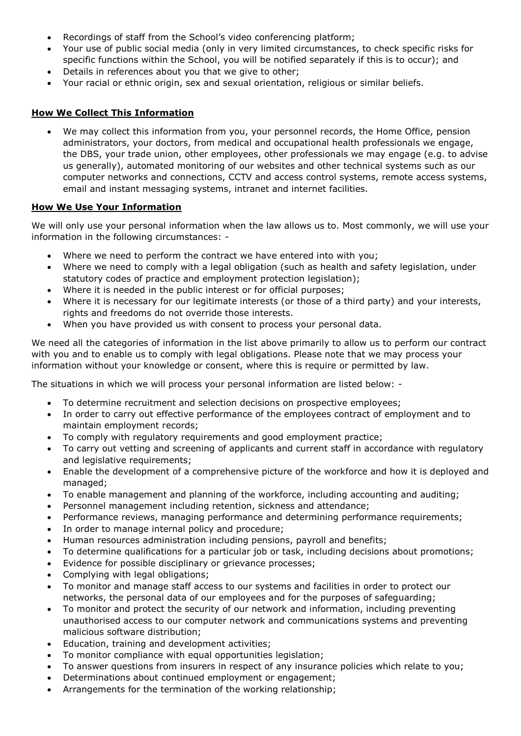- Recordings of staff from the School's video conferencing platform;
- Your use of public social media (only in very limited circumstances, to check specific risks for specific functions within the School, you will be notified separately if this is to occur); and
- Details in references about you that we give to other;
- Your racial or ethnic origin, sex and sexual orientation, religious or similar beliefs.

## How We Collect This Information

- We may collect this information from you, your personnel records, the Home Office, pension administrators, your doctors, from medical and occupational health professionals we engage, the DBS, your trade union, other employees, other professionals we may engage (e.g. to advise us generally), automated monitoring of our websites and other technical systems such as our computer networks and connections, CCTV and access control systems, remote access systems, email and instant messaging systems, intranet and internet facilities.

## How We Use Your Information

We will only use your personal information when the law allows us to. Most commonly, we will use your information in the following circumstances: -

- Where we need to perform the contract we have entered into with you;
- Where we need to comply with a legal obligation (such as health and safety legislation, under statutory codes of practice and employment protection legislation);
- Where it is needed in the public interest or for official purposes;
- Where it is necessary for our legitimate interests (or those of a third party) and your interests, rights and freedoms do not override those interests.
- When you have provided us with consent to process your personal data.

We need all the categories of information in the list above primarily to allow us to perform our contract with you and to enable us to comply with legal obligations. Please note that we may process your information without your knowledge or consent, where this is require or permitted by law.

The situations in which we will process your personal information are listed below: -

- To determine recruitment and selection decisions on prospective employees;
- In order to carry out effective performance of the employees contract of employment and to maintain employment records;
- To comply with regulatory requirements and good employment practice;
- To carry out vetting and screening of applicants and current staff in accordance with regulatory and legislative requirements;
- Enable the development of a comprehensive picture of the workforce and how it is deployed and managed;
- To enable management and planning of the workforce, including accounting and auditing;
- Personnel management including retention, sickness and attendance;
- Performance reviews, managing performance and determining performance requirements;
- In order to manage internal policy and procedure;
- Human resources administration including pensions, payroll and benefits;
- To determine qualifications for a particular job or task, including decisions about promotions;
- Evidence for possible disciplinary or grievance processes;
- Complying with legal obligations;
- To monitor and manage staff access to our systems and facilities in order to protect our networks, the personal data of our employees and for the purposes of safeguarding;
- To monitor and protect the security of our network and information, including preventing unauthorised access to our computer network and communications systems and preventing malicious software distribution;
- Education, training and development activities;
- To monitor compliance with equal opportunities legislation;
- To answer questions from insurers in respect of any insurance policies which relate to you;
- Determinations about continued employment or engagement;
- Arrangements for the termination of the working relationship;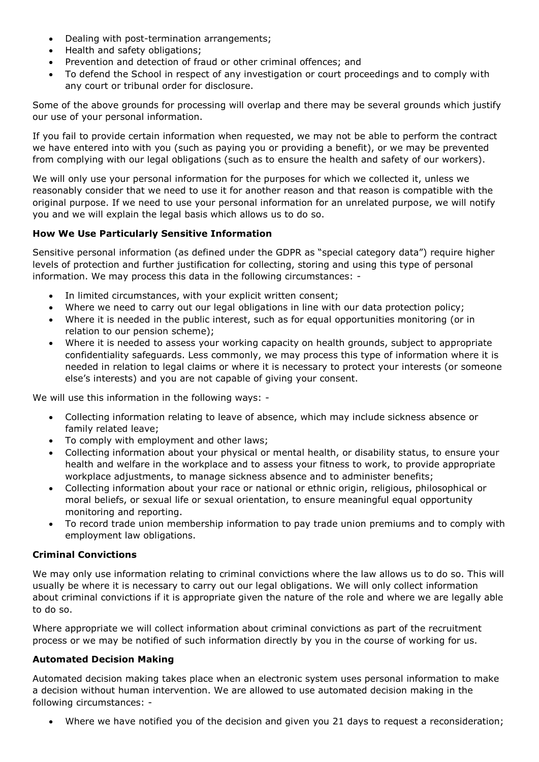- Dealing with post-termination arrangements;
- Health and safety obligations;
- Prevention and detection of fraud or other criminal offences; and
- To defend the School in respect of any investigation or court proceedings and to comply with any court or tribunal order for disclosure.

Some of the above grounds for processing will overlap and there may be several grounds which justify our use of your personal information.

If you fail to provide certain information when requested, we may not be able to perform the contract we have entered into with you (such as paying you or providing a benefit), or we may be prevented from complying with our legal obligations (such as to ensure the health and safety of our workers).

We will only use your personal information for the purposes for which we collected it, unless we reasonably consider that we need to use it for another reason and that reason is compatible with the original purpose. If we need to use your personal information for an unrelated purpose, we will notify you and we will explain the legal basis which allows us to do so.

**How We Use Particularly Sensitive Information**

Sensitive personal information (as defined under the GDPR as "special category data") require higher levels of protection and further justification for collecting, storing and using this type of personal information. We may process this data in the following circumstances: -

- In limited circumstances, with your explicit written consent;
- Where we need to carry out our legal obligations in line with our data protection policy;
- Where it is needed in the public interest, such as for equal opportunities monitoring (or in relation to our pension scheme);
- Where it is needed to assess your working capacity on health grounds, subject to appropriate confidentiality safeguards. Less commonly, we may process this type of information where it is needed in relation to legal claims or where it is necessary to protect your interests (or someone else's interests) and you are not capable of giving your consent.

We will use this information in the following ways: -

- Collecting information relating to leave of absence, which may include sickness absence or family related leave;
- To comply with employment and other laws;
- Collecting information about your physical or mental health, or disability status, to ensure your health and welfare in the workplace and to assess your fitness to work, to provide appropriate workplace adjustments, to manage sickness absence and to administer benefits;
- Collecting information about your race or national or ethnic origin, religious, philosophical or moral beliefs, or sexual life or sexual orientation, to ensure meaningful equal opportunity monitoring and reporting.
- To record trade union membership information to pay trade union premiums and to comply with employment law obligations.

**Criminal Convictions**

We may only use information relating to criminal convictions where the law allows us to do so. This will usually be where it is necessary to carry out our legal obligations. We will only collect information about criminal convictions if it is appropriate given the nature of the role and where we are legally able to do so.

Where appropriate we will collect information about criminal convictions as part of the recruitment process or we may be notified of such information directly by you in the course of working for us.

**Automated Decision Making**

Automated decision making takes place when an electronic system uses personal information to make a decision without human intervention. We are allowed to use automated decision making in the following circumstances: -

- Where we have notified you of the decision and given you 21 days to request a reconsideration;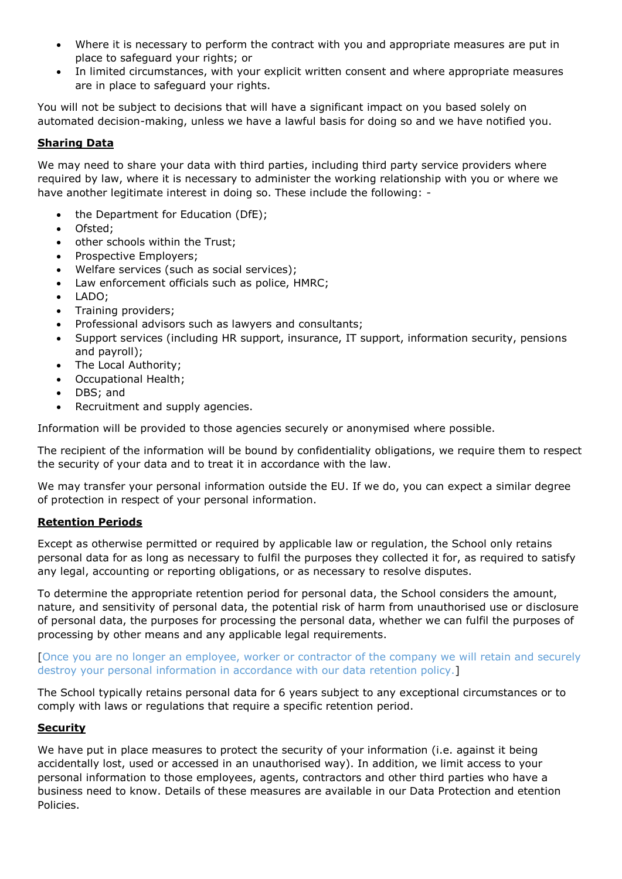- Where it is necessary to perform the contract with you and appropriate measures are put in place to safeguard your rights; or
- In limited circumstances, with your explicit written consent and where appropriate measures are in place to safeguard your rights.

You will not be subject to decisions that will have a significant impact on you based solely on automated decision-making, unless we have a lawful basis for doing so and we have notified you.

**Sharing Data**

We may need to share your data with third parties, including third party service providers where required by law, where it is necessary to administer the working relationship with you or where we have another legitimate interest in doing so. These include the following: -

- the Department for Education (DfE);
- Ofsted;
- other schools within the Trust;
- Prospective Employers;
- Welfare services (such as social services);
- Law enforcement officials such as police, HMRC;
- LADO;
- Training providers;
- Professional advisors such as lawyers and consultants;
- Support services (including HR support, insurance, IT support, information security, pensions and payroll);
- The Local Authority;
- Occupational Health;
- DBS; and
- Recruitment and supply agencies.

Information will be provided to those agencies securely or anonymised where possible.

The recipient of the information will be bound by confidentiality obligations, we require them to respect the security of your data and to treat it in accordance with the law.

We may transfer your personal information outside the EU. If we do, you can expect a similar degree of protection in respect of your personal information.

**Retention Periods**

Except as otherwise permitted or required by applicable law or regulation, the School only retains personal data for as long as necessary to fulfil the purposes they collected it for, as required to satisfy any legal, accounting or reporting obligations, or as necessary to resolve disputes.

To determine the appropriate retention period for personal data, the School considers the amount, nature, and sensitivity of personal data, the potential risk of harm from unauthorised use or disclosure of personal data, the purposes for processing the personal data, whether we can fulfil the purposes of processing by other means and any applicable legal requirements.

[Once you are no longer an employee, worker or contractor of the company we will retain and securely destroy your personal information in accordance with our data retention policy.]

The School typically retains personal data for 6 years subject to any exceptional circumstances or to comply with laws or regulations that require a specific retention period.

**Security**

We have put in place measures to protect the security of your information (i.e. against it being accidentally lost, used or accessed in an unauthorised way). In addition, we limit access to your personal information to those employees, agents, contractors and other third parties who have a business need to know. Details of these measures are available in our Data Protection and etention Policies.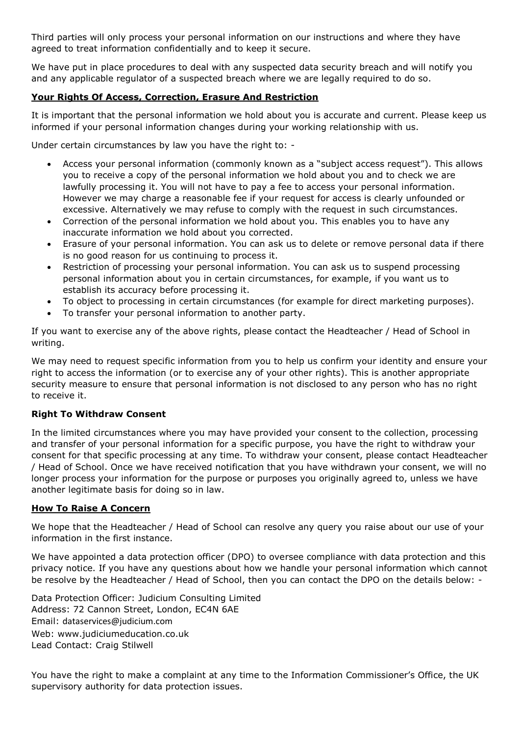Third parties will only process your personal information on our instructions and where they have agreed to treat information confidentially and to keep it secure.

We have put in place procedures to deal with any suspected data security breach and will notify you and any applicable regulator of a suspected breach where we are legally required to do so.

**Your Rights Of Access, Correction, Erasure And Restriction**

It is important that the personal information we hold about you is accurate and current. Please keep us informed if your personal information changes during your working relationship with us.

Under certain circumstances by law you have the right to: -

- Access your personal information (commonly known as a "subject access request"). This allows you to receive a copy of the personal information we hold about you and to check we are lawfully processing it. You will not have to pay a fee to access your personal information. However we may charge a reasonable fee if your request for access is clearly unfounded or excessive. Alternatively we may refuse to comply with the request in such circumstances.
- Correction of the personal information we hold about you. This enables you to have any inaccurate information we hold about you corrected.
- Erasure of your personal information. You can ask us to delete or remove personal data if there is no good reason for us continuing to process it.
- Restriction of processing your personal information. You can ask us to suspend processing personal information about you in certain circumstances, for example, if you want us to establish its accuracy before processing it.
- To object to processing in certain circumstances (for example for direct marketing purposes).
- To transfer your personal information to another party.

If you want to exercise any of the above rights, please contact the Headteacher / Head of School in writing.

We may need to request specific information from you to help us confirm your identity and ensure your right to access the information (or to exercise any of your other rights). This is another appropriate security measure to ensure that personal information is not disclosed to any person who has no right to receive it.

**Right To Withdraw Consent**

In the limited circumstances where you may have provided your consent to the collection, processing and transfer of your personal information for a specific purpose, you have the right to withdraw your consent for that specific processing at any time. To withdraw your consent, please contact Headteacher / Head of School. Once we have received notification that you have withdrawn your consent, we will no longer process your information for the purpose or purposes you originally agreed to, unless we have another legitimate basis for doing so in law.

**How To Raise A Concern**

We hope that the Headteacher / Head of School can resolve any query you raise about our use of your information in the first instance.

We have appointed a data protection officer (DPO) to oversee compliance with data protection and this privacy notice. If you have any questions about how we handle your personal information which cannot be resolve by the Headteacher / Head of School, then you can contact the DPO on the details below: -

Data Protection Officer: Judicium Consulting Limited
Address: 72 Cannon Street, London, EC4N 6AE
Email: dataservices@judicium.com
Web: www.judiciumeducation.co.uk
Lead Contact: Craig Stilwell

You have the right to make a complaint at any time to the Information Commissioner's Office, the UK supervisory authority for data protection issues.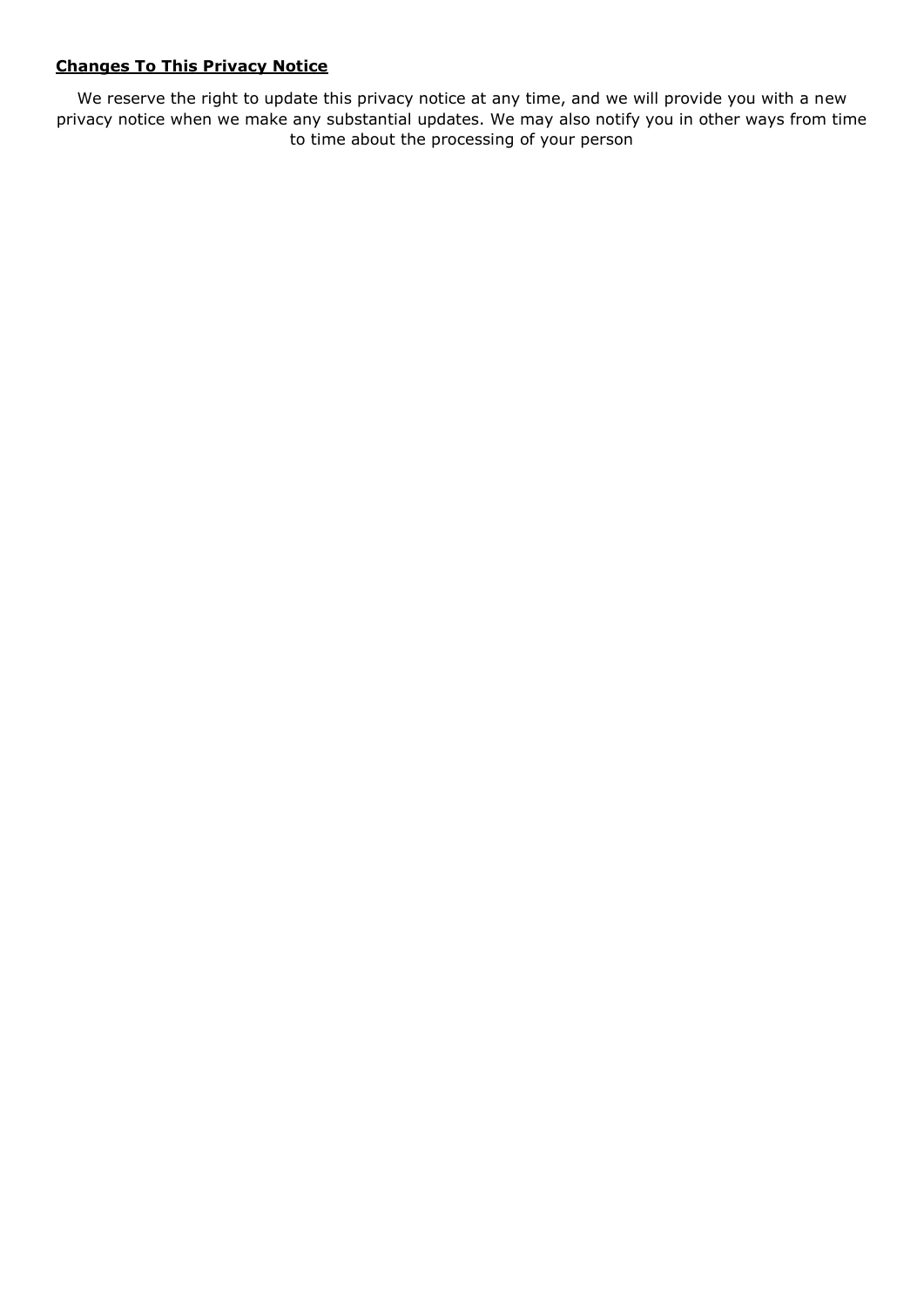## **Changes To This Privacy Notice**

We reserve the right to update this privacy notice at any time, and we will provide you with a new privacy notice when we make any substantial updates. We may also notify you in other ways from time to time about the processing of your person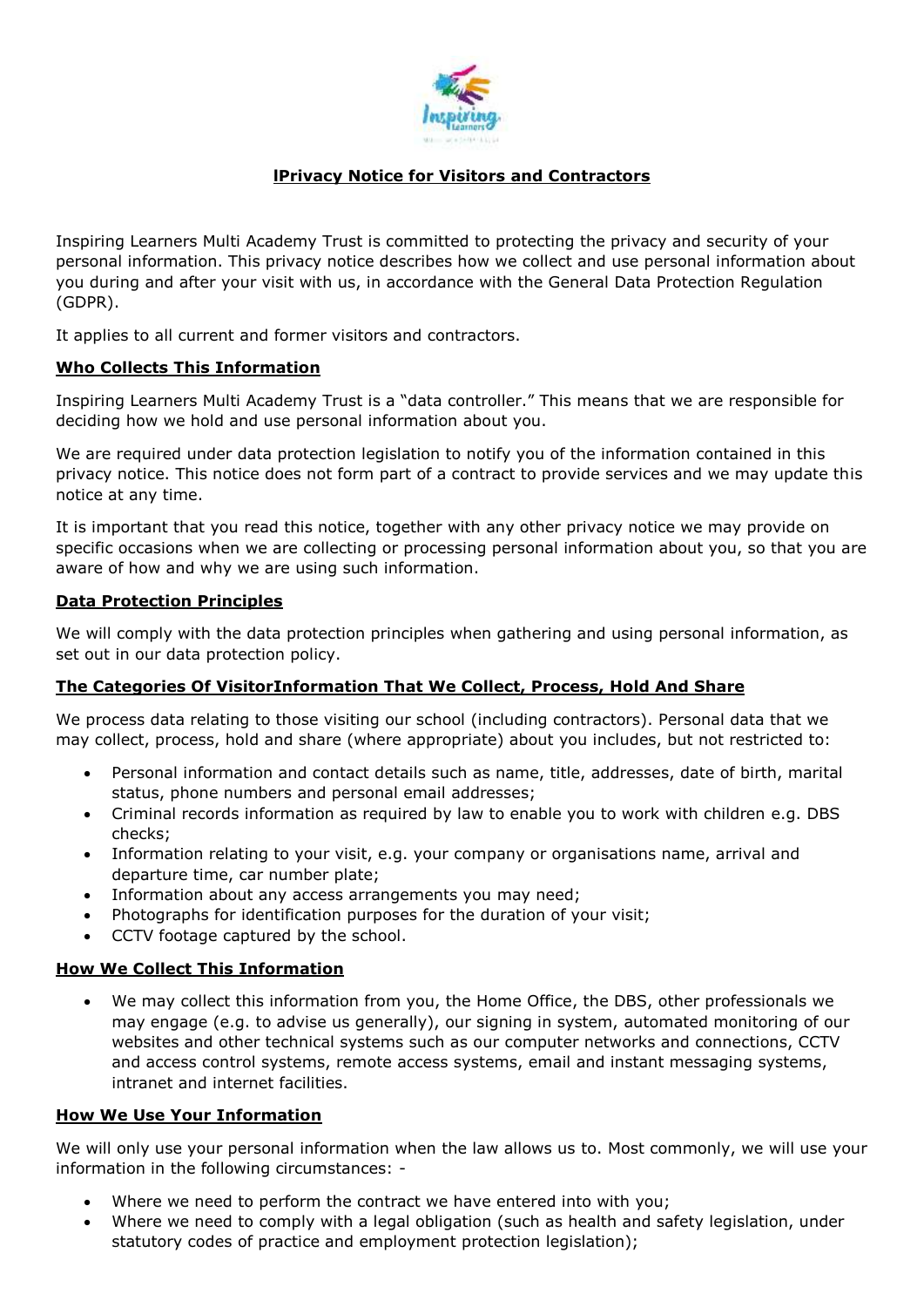## lPrivacy Notice for Visitors and Contractors

Inspiring Learners Multi Academy Trust is committed to protecting the privacy and security of your personal information. This privacy notice describes how we collect and use personal information about you during and after your visit with us, in accordance with the General Data Protection Regulation (GDPR).

It applies to all current and former visitors and contractors.

### Who Collects This Information

Inspiring Learners Multi Academy Trust is a "data controller." This means that we are responsible for deciding how we hold and use personal information about you.

We are required under data protection legislation to notify you of the information contained in this privacy notice. This notice does not form part of a contract to provide services and we may update this notice at any time.

It is important that you read this notice, together with any other privacy notice we may provide on specific occasions when we are collecting or processing personal information about you, so that you are aware of how and why we are using such information.

### Data Protection Principles

We will comply with the data protection principles when gathering and using personal information, as set out in our data protection policy.

### The Categories Of VisitorInformation That We Collect, Process, Hold And Share

We process data relating to those visiting our school (including contractors). Personal data that we may collect, process, hold and share (where appropriate) about you includes, but not restricted to:

- Personal information and contact details such as name, title, addresses, date of birth, marital status, phone numbers and personal email addresses;
- Criminal records information as required by law to enable you to work with children e.g. DBS checks;
- Information relating to your visit, e.g. your company or organisations name, arrival and departure time, car number plate;
- Information about any access arrangements you may need;
- Photographs for identification purposes for the duration of your visit;
- CCTV footage captured by the school.

### How We Collect This Information

- We may collect this information from you, the Home Office, the DBS, other professionals we may engage (e.g. to advise us generally), our signing in system, automated monitoring of our websites and other technical systems such as our computer networks and connections, CCTV and access control systems, remote access systems, email and instant messaging systems, intranet and internet facilities.

### How We Use Your Information

We will only use your personal information when the law allows us to. Most commonly, we will use your information in the following circumstances: -

- Where we need to perform the contract we have entered into with you;
- Where we need to comply with a legal obligation (such as health and safety legislation, under statutory codes of practice and employment protection legislation);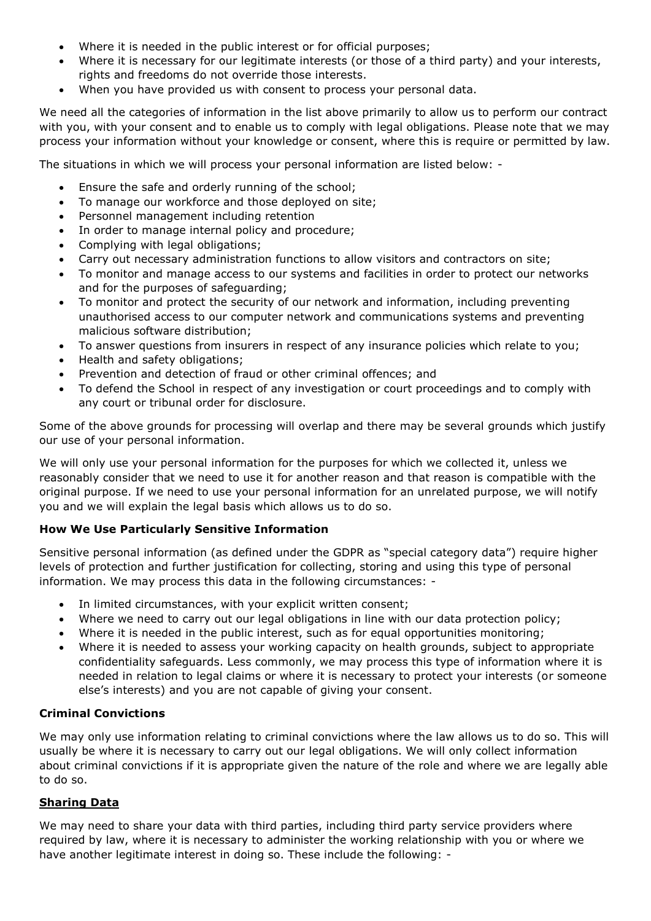- Where it is needed in the public interest or for official purposes;
- Where it is necessary for our legitimate interests (or those of a third party) and your interests, rights and freedoms do not override those interests.
- When you have provided us with consent to process your personal data.

We need all the categories of information in the list above primarily to allow us to perform our contract with you, with your consent and to enable us to comply with legal obligations. Please note that we may process your information without your knowledge or consent, where this is require or permitted by law.

The situations in which we will process your personal information are listed below: -

- Ensure the safe and orderly running of the school;
- To manage our workforce and those deployed on site;
- Personnel management including retention
- In order to manage internal policy and procedure;
- Complying with legal obligations;
- Carry out necessary administration functions to allow visitors and contractors on site;
- To monitor and manage access to our systems and facilities in order to protect our networks and for the purposes of safeguarding;
- To monitor and protect the security of our network and information, including preventing unauthorised access to our computer network and communications systems and preventing malicious software distribution;
- To answer questions from insurers in respect of any insurance policies which relate to you;
- Health and safety obligations;
- Prevention and detection of fraud or other criminal offences; and
- To defend the School in respect of any investigation or court proceedings and to comply with any court or tribunal order for disclosure.

Some of the above grounds for processing will overlap and there may be several grounds which justify our use of your personal information.

We will only use your personal information for the purposes for which we collected it, unless we reasonably consider that we need to use it for another reason and that reason is compatible with the original purpose. If we need to use your personal information for an unrelated purpose, we will notify you and we will explain the legal basis which allows us to do so.

**How We Use Particularly Sensitive Information**

Sensitive personal information (as defined under the GDPR as "special category data") require higher levels of protection and further justification for collecting, storing and using this type of personal information. We may process this data in the following circumstances: -

- In limited circumstances, with your explicit written consent;
- Where we need to carry out our legal obligations in line with our data protection policy;
- Where it is needed in the public interest, such as for equal opportunities monitoring;
- Where it is needed to assess your working capacity on health grounds, subject to appropriate confidentiality safeguards. Less commonly, we may process this type of information where it is needed in relation to legal claims or where it is necessary to protect your interests (or someone else's interests) and you are not capable of giving your consent.

**Criminal Convictions**

We may only use information relating to criminal convictions where the law allows us to do so. This will usually be where it is necessary to carry out our legal obligations. We will only collect information about criminal convictions if it is appropriate given the nature of the role and where we are legally able to do so.

**Sharing Data**

We may need to share your data with third parties, including third party service providers where required by law, where it is necessary to administer the working relationship with you or where we have another legitimate interest in doing so. These include the following: -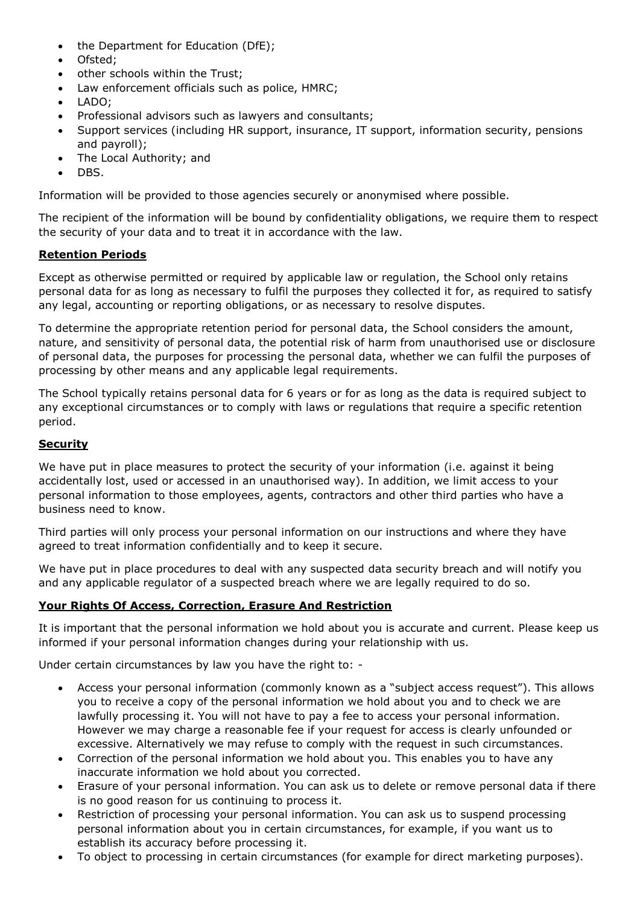- the Department for Education (DfE);
- Ofsted;
- other schools within the Trust;
- Law enforcement officials such as police, HMRC;
- LADO;
- Professional advisors such as lawyers and consultants;
- Support services (including HR support, insurance, IT support, information security, pensions and payroll);
- The Local Authority; and
- DBS.

Information will be provided to those agencies securely or anonymised where possible.

The recipient of the information will be bound by confidentiality obligations, we require them to respect the security of your data and to treat it in accordance with the law.

**Retention Periods**

Except as otherwise permitted or required by applicable law or regulation, the School only retains personal data for as long as necessary to fulfil the purposes they collected it for, as required to satisfy any legal, accounting or reporting obligations, or as necessary to resolve disputes.

To determine the appropriate retention period for personal data, the School considers the amount, nature, and sensitivity of personal data, the potential risk of harm from unauthorised use or disclosure of personal data, the purposes for processing the personal data, whether we can fulfil the purposes of processing by other means and any applicable legal requirements.

The School typically retains personal data for 6 years or for as long as the data is required subject to any exceptional circumstances or to comply with laws or regulations that require a specific retention period.

**Security**

We have put in place measures to protect the security of your information (i.e. against it being accidentally lost, used or accessed in an unauthorised way). In addition, we limit access to your personal information to those employees, agents, contractors and other third parties who have a business need to know.

Third parties will only process your personal information on our instructions and where they have agreed to treat information confidentially and to keep it secure.

We have put in place procedures to deal with any suspected data security breach and will notify you and any applicable regulator of a suspected breach where we are legally required to do so.

**Your Rights Of Access, Correction, Erasure And Restriction**

It is important that the personal information we hold about you is accurate and current. Please keep us informed if your personal information changes during your relationship with us.

Under certain circumstances by law you have the right to: -

- Access your personal information (commonly known as a "subject access request"). This allows you to receive a copy of the personal information we hold about you and to check we are lawfully processing it. You will not have to pay a fee to access your personal information. However we may charge a reasonable fee if your request for access is clearly unfounded or excessive. Alternatively we may refuse to comply with the request in such circumstances.
- Correction of the personal information we hold about you. This enables you to have any inaccurate information we hold about you corrected.
- Erasure of your personal information. You can ask us to delete or remove personal data if there is no good reason for us continuing to process it.
- Restriction of processing your personal information. You can ask us to suspend processing personal information about you in certain circumstances, for example, if you want us to establish its accuracy before processing it.
- To object to processing in certain circumstances (for example for direct marketing purposes).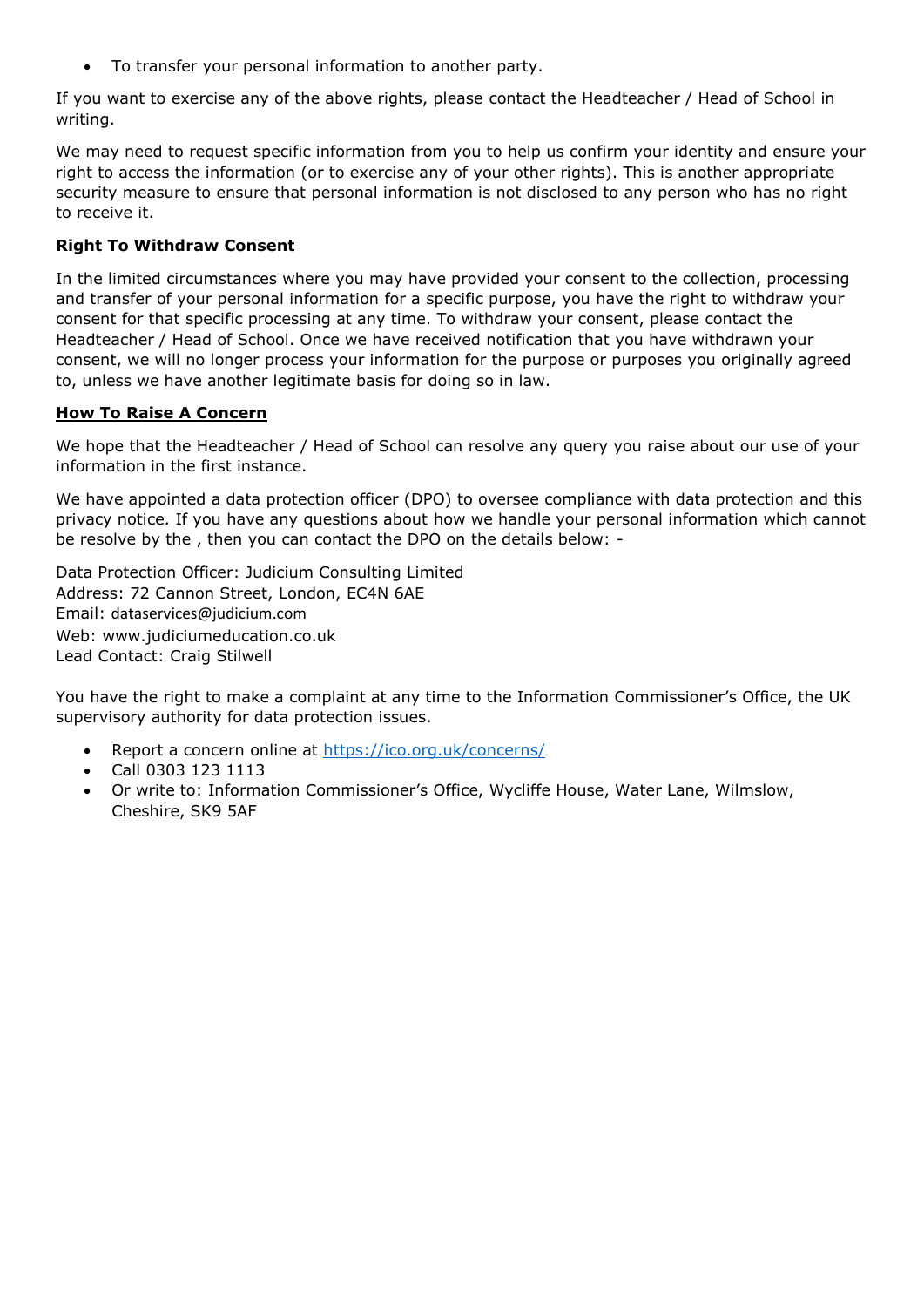- To transfer your personal information to another party.

If you want to exercise any of the above rights, please contact the Headteacher / Head of School in writing.

We may need to request specific information from you to help us confirm your identity and ensure your right to access the information (or to exercise any of your other rights). This is another appropriate security measure to ensure that personal information is not disclosed to any person who has no right to receive it.

**Right To Withdraw Consent**

In the limited circumstances where you may have provided your consent to the collection, processing and transfer of your personal information for a specific purpose, you have the right to withdraw your consent for that specific processing at any time. To withdraw your consent, please contact the Headteacher / Head of School. Once we have received notification that you have withdrawn your consent, we will no longer process your information for the purpose or purposes you originally agreed to, unless we have another legitimate basis for doing so in law.

**How To Raise A Concern**

We hope that the Headteacher / Head of School can resolve any query you raise about our use of your information in the first instance.

We have appointed a data protection officer (DPO) to oversee compliance with data protection and this privacy notice. If you have any questions about how we handle your personal information which cannot be resolve by the , then you can contact the DPO on the details below: -

Data Protection Officer: Judicium Consulting Limited
Address: 72 Cannon Street, London, EC4N 6AE
Email: dataservices@judicium.com
Web: www.judiciumeducation.co.uk
Lead Contact: Craig Stilwell

You have the right to make a complaint at any time to the Information Commissioner's Office, the UK supervisory authority for data protection issues.

- Report a concern online at https://ico.org.uk/concerns/
- Call 0303 123 1113
- Or write to: Information Commissioner's Office, Wycliffe House, Water Lane, Wilmslow, Cheshire, SK9 5AF